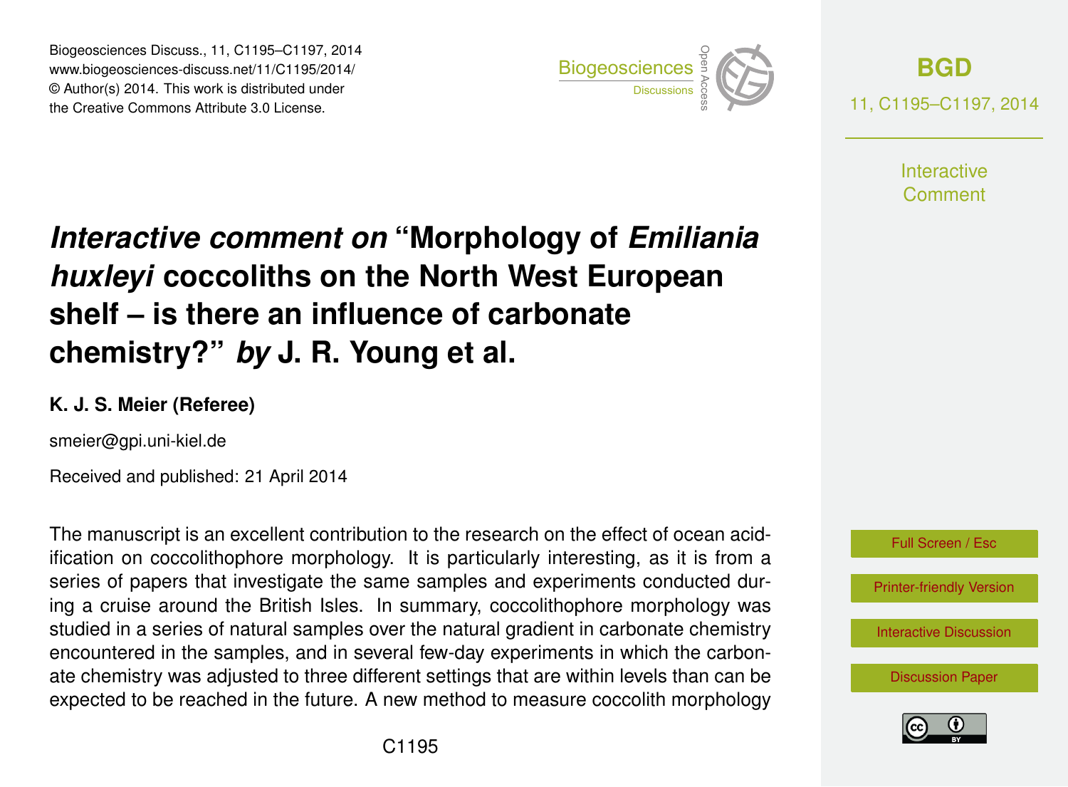# *Interactive comment on* "Morphology of *Emiliania huxleyi* coccoliths on the North West European shelf – is there an influence of carbonate chemistry?" *by* J. R. Young et al.

**K. J. S. Meier (Referee)**

smeier@gpi.uni-kiel.de

Received and published: 21 April 2014

The manuscript is an excellent contribution to the research on the effect of ocean acidification on coccolithophore morphology. It is particularly interesting, as it is from a series of papers that investigate the same samples and experiments conducted during a cruise around the British Isles. In summary, coccolithophore morphology was studied in a series of natural samples over the natural gradient in carbonate chemistry encountered in the samples, and in several few-day experiments in which the carbonate chemistry was adjusted to three different settings that are within levels than can be expected to be reached in the future. A new method to measure coccolith morphology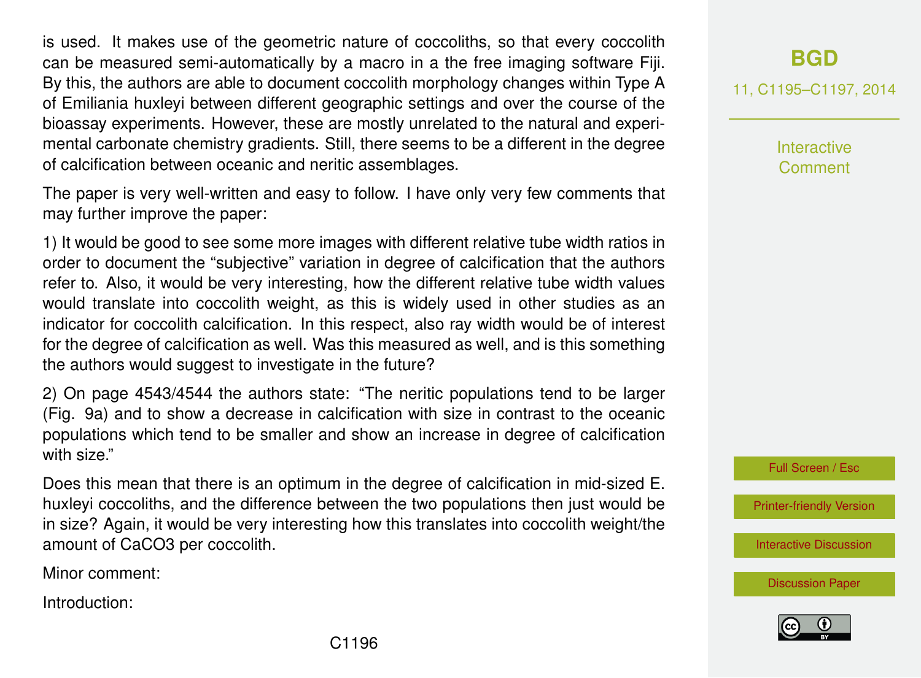is used. It makes use of the geometric nature of coccoliths, so that every coccolith can be measured semi-automatically by a macro in a the free imaging software Fiji. By this, the authors are able to document coccolith morphology changes within Type A of Emiliania huxleyi between different geographic settings and over the course of the bioassay experiments. However, these are mostly unrelated to the natural and experimental carbonate chemistry gradients. Still, there seems to be a different in the degree of calcification between oceanic and neritic assemblages.

The paper is very well-written and easy to follow. I have only very few comments that may further improve the paper:

1) It would be good to see some more images with different relative tube width ratios in order to document the "subjective" variation in degree of calcification that the authors refer to. Also, it would be very interesting, how the different relative tube width values would translate into coccolith weight, as this is widely used in other studies as an indicator for coccolith calcification. In this respect, also ray width would be of interest for the degree of calcification as well. Was this measured as well, and is this something the authors would suggest to investigate in the future?

2) On page 4543/4544 the authors state: "The neritic populations tend to be larger (Fig. 9a) and to show a decrease in calcification with size in contrast to the oceanic populations which tend to be smaller and show an increase in degree of calcification with size."

Does this mean that there is an optimum in the degree of calcification in mid-sized E. huxleyi coccoliths, and the difference between the two populations then just would be in size? Again, it would be very interesting how this translates into coccolith weight/the amount of $CaCO_3$ per coccolith.

Minor comment:

Introduction: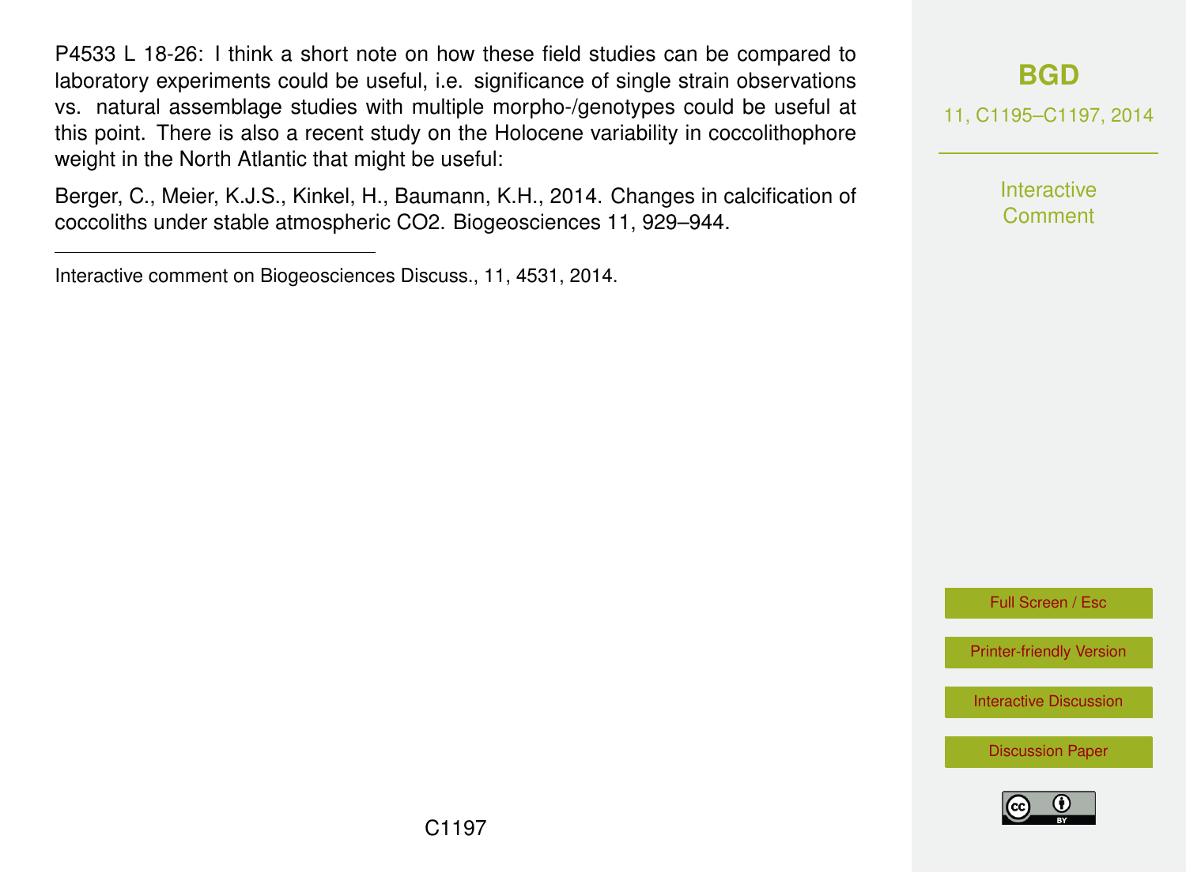P4533 L 18-26: I think a short note on how these field studies can be compared to laboratory experiments could be useful, i.e. significance of single strain observations vs. natural assemblage studies with multiple morpho-/genotypes could be useful at this point. There is also a recent study on the Holocene variability in coccolithophore weight in the North Atlantic that might be useful:

Berger, C., Meier, K.J.S., Kinkel, H., Baumann, K.H., 2014. Changes in calcification of coccoliths under stable atmospheric $CO_2$. Biogeosciences 11, 929–944.

---

Interactive comment on Biogeosciences Discuss., 11, 4531, 2014.